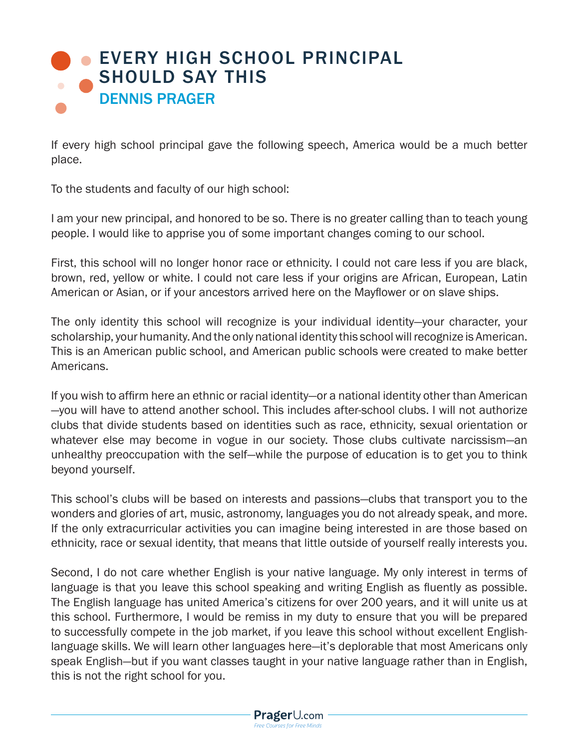# EVERY HIGH SCHOOL PRINCIPAL SHOULD SAY THIS

## DENNIS PRAGER

If every high school principal gave the following speech, America would be a much better place.

To the students and faculty of our high school:

I am your new principal, and honored to be so. There is no greater calling than to teach young people. I would like to apprise you of some important changes coming to our school.

First, this school will no longer honor race or ethnicity. I could not care less if you are black, brown, red, yellow or white. I could not care less if your origins are African, European, Latin American or Asian, or if your ancestors arrived here on the Mayflower or on slave ships.

The only identity this school will recognize is your individual identity—your character, your scholarship, your humanity. And the only national identity this school will recognize is American. This is an American public school, and American public schools were created to make better Americans.

If you wish to affirm here an ethnic or racial identity—or a national identity other than American—you will have to attend another school. This includes after-school clubs. I will not authorize clubs that divide students based on identities such as race, ethnicity, sexual orientation or whatever else may become in vogue in our society. Those clubs cultivate narcissism—an unhealthy preoccupation with the self—while the purpose of education is to get you to think beyond yourself.

This school's clubs will be based on interests and passions—clubs that transport you to the wonders and glories of art, music, astronomy, languages you do not already speak, and more. If the only extracurricular activities you can imagine being interested in are those based on ethnicity, race or sexual identity, that means that little outside of yourself really interests you.

Second, I do not care whether English is your native language. My only interest in terms of language is that you leave this school speaking and writing English as fluently as possible. The English language has united America's citizens for over 200 years, and it will unite us at this school. Furthermore, I would be remiss in my duty to ensure that you will be prepared to successfully compete in the job market, if you leave this school without excellent English-language skills. We will learn other languages here—it's deplorable that most Americans only speak English—but if you want classes taught in your native language rather than in English, this is not the right school for you.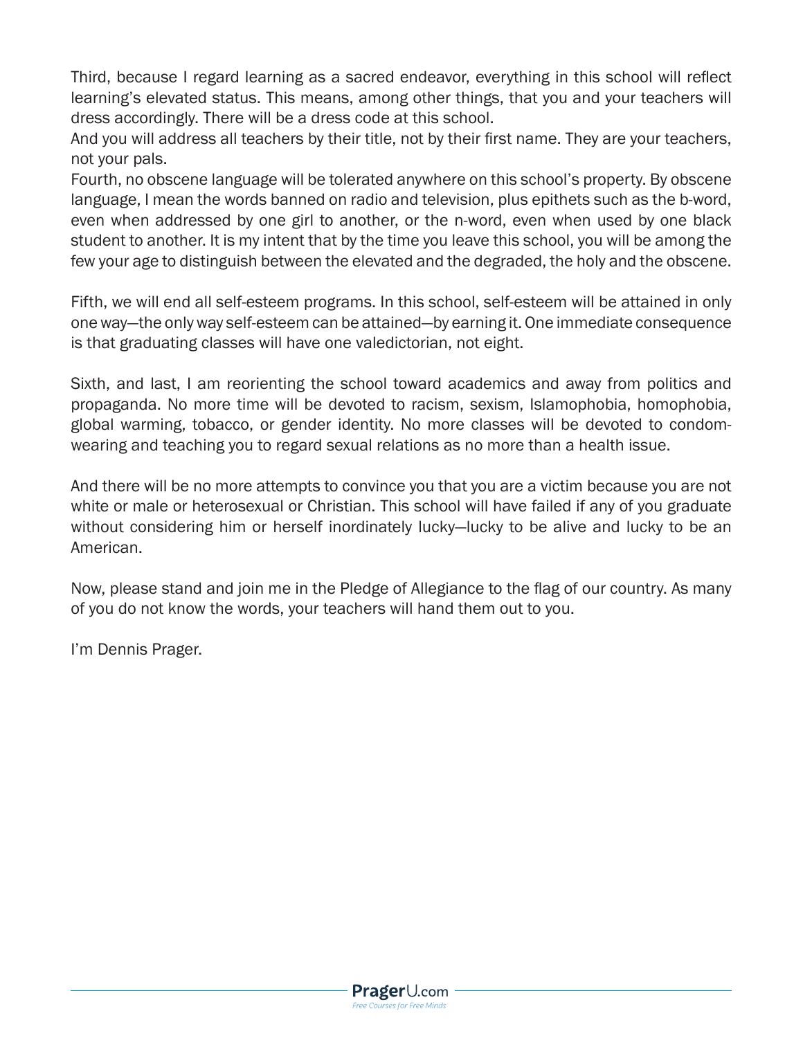Third, because I regard learning as a sacred endeavor, everything in this school will reflect learning's elevated status. This means, among other things, that you and your teachers will dress accordingly. There will be a dress code at this school.

And you will address all teachers by their title, not by their first name. They are your teachers, not your pals.

Fourth, no obscene language will be tolerated anywhere on this school's property. By obscene language, I mean the words banned on radio and television, plus epithets such as the b-word, even when addressed by one girl to another, or the n-word, even when used by one black student to another. It is my intent that by the time you leave this school, you will be among the few your age to distinguish between the elevated and the degraded, the holy and the obscene.

Fifth, we will end all self-esteem programs. In this school, self-esteem will be attained in only one way—the only way self-esteem can be attained—by earning it. One immediate consequence is that graduating classes will have one valedictorian, not eight.

Sixth, and last, I am reorienting the school toward academics and away from politics and propaganda. No more time will be devoted to racism, sexism, Islamophobia, homophobia, global warming, tobacco, or gender identity. No more classes will be devoted to condom-wearing and teaching you to regard sexual relations as no more than a health issue.

And there will be no more attempts to convince you that you are a victim because you are not white or male or heterosexual or Christian. This school will have failed if any of you graduate without considering him or herself inordinately lucky—lucky to be alive and lucky to be an American.

Now, please stand and join me in the Pledge of Allegiance to the flag of our country. As many of you do not know the words, your teachers will hand them out to you.

I'm Dennis Prager.